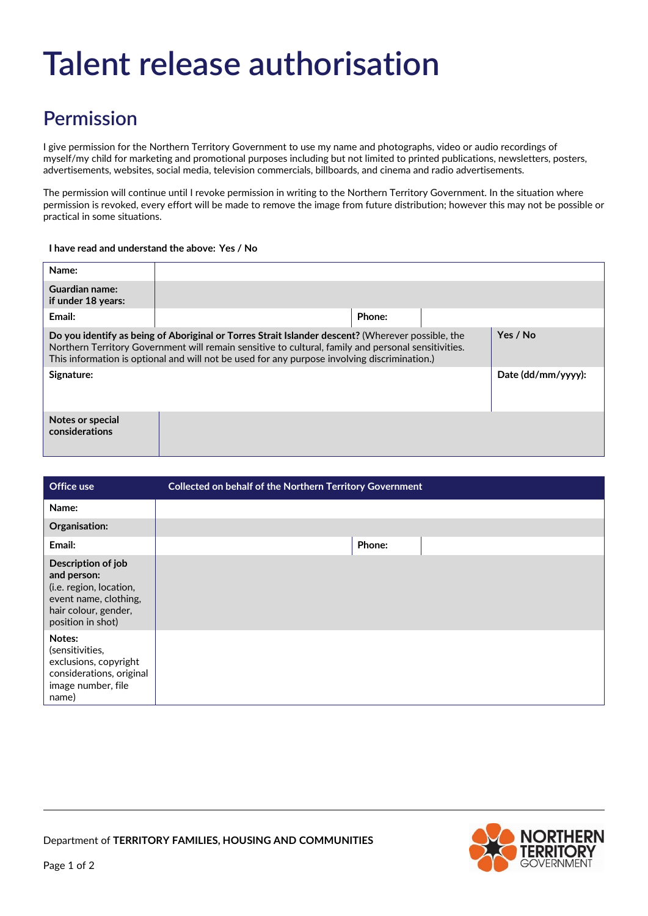# Talent release authorisation

## Permission

I give permission for the Northern Territory Government to use my name and photographs, video or audio recordings of myself/my child for marketing and promotional purposes including but not limited to printed publications, newsletters, posters, advertisements, websites, social media, television commercials, billboards, and cinema and radio advertisements.

The permission will continue until I revoke permission in writing to the Northern Territory Government. In the situation where permission is revoked, every effort will be made to remove the image from future distribution; however this may not be possible or practical in some situations.

**I have read and understand the above: Yes / No**

| | | | |
|---|---|---|---|
| **Name:** | | | |
| **Guardian name: if under 18 years:** | | | |
| **Email:** | | **Phone:** | |
| **Do you identify as being of Aboriginal or Torres Strait Islander descent?** (Wherever possible, the Northern Territory Government will remain sensitive to cultural, family and personal sensitivities. This information is optional and will not be used for any purpose involving discrimination.) | | | **Yes / No** |
| **Signature:** | | | **Date (dd/mm/yyyy):** |
| **Notes or special considerations** | | | |

| **Office use** | **Collected on behalf of the Northern Territory Government** | | |
|---|---|---|---|
| **Name:** | | | |
| **Organisation:** | | | |
| **Email:** | | **Phone:** | |
| **Description of job and person:** (i.e. region, location, event name, clothing, hair colour, gender, position in shot) | | | |
| **Notes:** (sensitivities, exclusions, copyright considerations, original image number, file name) | | | |

Department of **TERRITORY FAMILIES, HOUSING AND COMMUNITIES**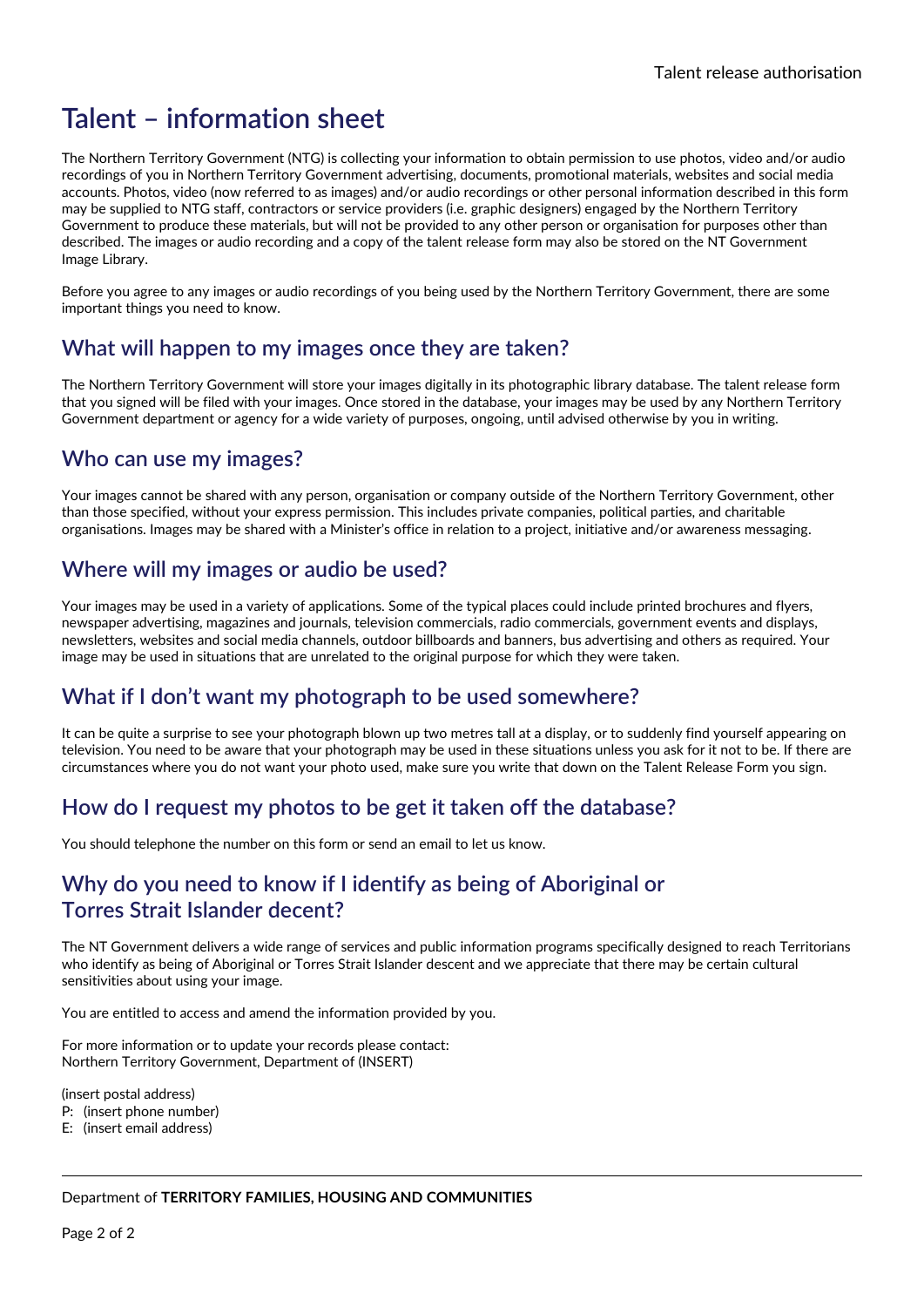# Talent – information sheet

The Northern Territory Government (NTG) is collecting your information to obtain permission to use photos, video and/or audio recordings of you in Northern Territory Government advertising, documents, promotional materials, websites and social media accounts. Photos, video (now referred to as images) and/or audio recordings or other personal information described in this form may be supplied to NTG staff, contractors or service providers (i.e. graphic designers) engaged by the Northern Territory Government to produce these materials, but will not be provided to any other person or organisation for purposes other than described. The images or audio recording and a copy of the talent release form may also be stored on the NT Government Image Library.

Before you agree to any images or audio recordings of you being used by the Northern Territory Government, there are some important things you need to know.

## What will happen to my images once they are taken?

The Northern Territory Government will store your images digitally in its photographic library database. The talent release form that you signed will be filed with your images. Once stored in the database, your images may be used by any Northern Territory Government department or agency for a wide variety of purposes, ongoing, until advised otherwise by you in writing.

## Who can use my images?

Your images cannot be shared with any person, organisation or company outside of the Northern Territory Government, other than those specified, without your express permission. This includes private companies, political parties, and charitable organisations. Images may be shared with a Minister's office in relation to a project, initiative and/or awareness messaging.

## Where will my images or audio be used?

Your images may be used in a variety of applications. Some of the typical places could include printed brochures and flyers, newspaper advertising, magazines and journals, television commercials, radio commercials, government events and displays, newsletters, websites and social media channels, outdoor billboards and banners, bus advertising and others as required. Your image may be used in situations that are unrelated to the original purpose for which they were taken.

## What if I don't want my photograph to be used somewhere?

It can be quite a surprise to see your photograph blown up two metres tall at a display, or to suddenly find yourself appearing on television. You need to be aware that your photograph may be used in these situations unless you ask for it not to be. If there are circumstances where you do not want your photo used, make sure you write that down on the Talent Release Form you sign.

## How do I request my photos to be get it taken off the database?

You should telephone the number on this form or send an email to let us know.

## Why do you need to know if I identify as being of Aboriginal or Torres Strait Islander decent?

The NT Government delivers a wide range of services and public information programs specifically designed to reach Territorians who identify as being of Aboriginal or Torres Strait Islander descent and we appreciate that there may be certain cultural sensitivities about using your image.

You are entitled to access and amend the information provided by you.

For more information or to update your records please contact:
Northern Territory Government, Department of (INSERT)

(insert postal address)
P: (insert phone number)
E: (insert email address)